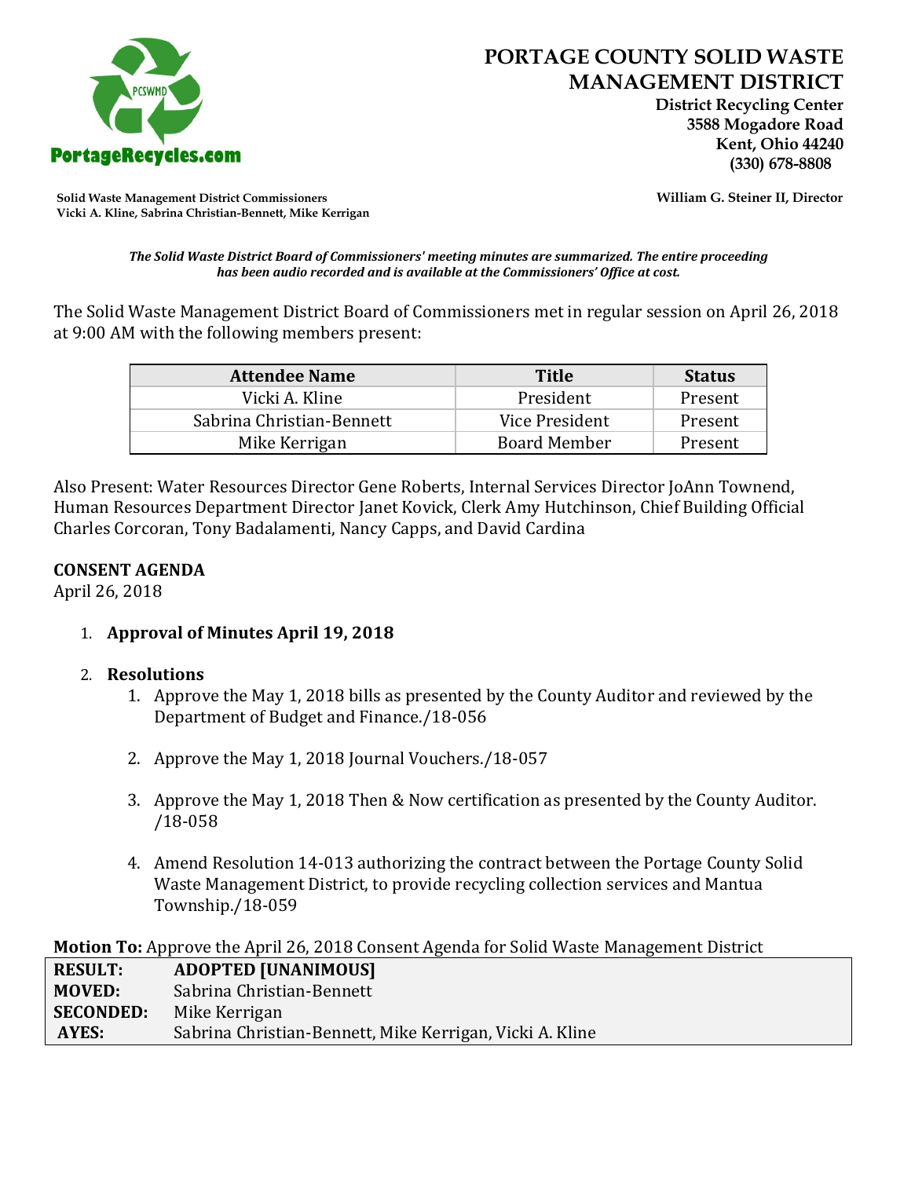# PORTAGE COUNTY SOLID WASTE MANAGEMENT DISTRICT

**District Recycling Center**
**3588 Mogadore Road**
**Kent, Ohio 44240**
**(330) 678-8808**

PortageRecycles.com

**Solid Waste Management District Commissioners**
**Vicki A. Kline, Sabrina Christian-Bennett, Mike Kerrigan**

**William G. Steiner II, Director**

***The Solid Waste District Board of Commissioners' meeting minutes are summarized. The entire proceeding has been audio recorded and is available at the Commissioners' Office at cost.***

The Solid Waste Management District Board of Commissioners met in regular session on April 26, 2018 at 9:00 AM with the following members present:

| Attendee Name | Title | Status |
|---|---|---|
| Vicki A. Kline | President | Present |
| Sabrina Christian-Bennett | Vice President | Present |
| Mike Kerrigan | Board Member | Present |

Also Present: Water Resources Director Gene Roberts, Internal Services Director JoAnn Townend, Human Resources Department Director Janet Kovick, Clerk Amy Hutchinson, Chief Building Official Charles Corcoran, Tony Badalamenti, Nancy Capps, and David Cardina

**CONSENT AGENDA**

April 26, 2018

1. **Approval of Minutes April 19, 2018**
2. **Resolutions**
    1. Approve the May 1, 2018 bills as presented by the County Auditor and reviewed by the Department of Budget and Finance./18-056
    2. Approve the May 1, 2018 Journal Vouchers./18-057
    3. Approve the May 1, 2018 Then & Now certification as presented by the County Auditor. /18-058
    4. Amend Resolution 14-013 authorizing the contract between the Portage County Solid Waste Management District, to provide recycling collection services and Mantua Township./18-059

**Motion To:** Approve the April 26, 2018 Consent Agenda for Solid Waste Management District

| | |
|---|---|
| **RESULT:** | **ADOPTED [UNANIMOUS]** |
| **MOVED:** | Sabrina Christian-Bennett |
| **SECONDED:** | Mike Kerrigan |
| **AYES:** | Sabrina Christian-Bennett, Mike Kerrigan, Vicki A. Kline |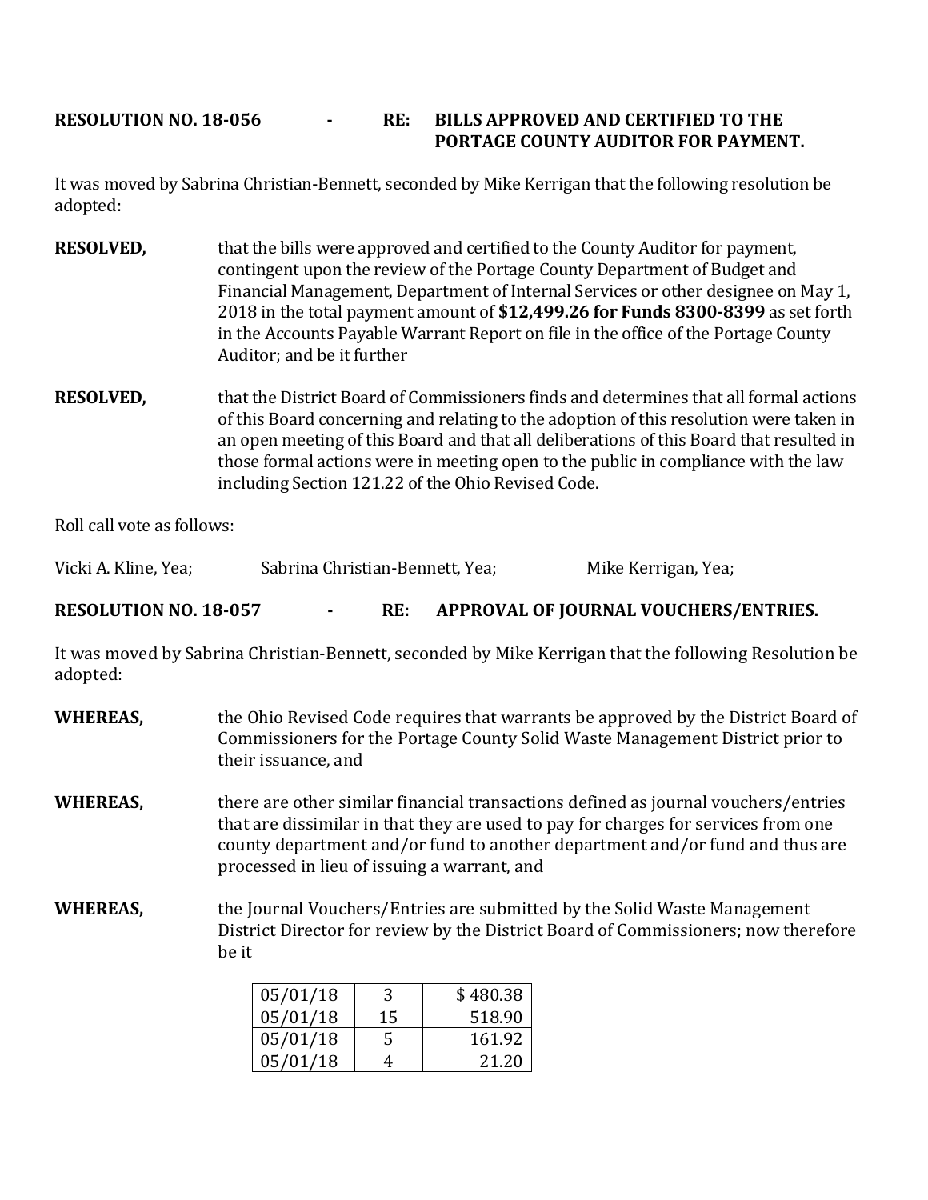**RESOLUTION NO. 18-056 - RE: BILLS APPROVED AND CERTIFIED TO THE PORTAGE COUNTY AUDITOR FOR PAYMENT.**

It was moved by Sabrina Christian-Bennett, seconded by Mike Kerrigan that the following resolution be adopted:

**RESOLVED,** that the bills were approved and certified to the County Auditor for payment, contingent upon the review of the Portage County Department of Budget and Financial Management, Department of Internal Services or other designee on May 1, 2018 in the total payment amount of **$12,499.26 for Funds 8300-8399** as set forth in the Accounts Payable Warrant Report on file in the office of the Portage County Auditor; and be it further

**RESOLVED,** that the District Board of Commissioners finds and determines that all formal actions of this Board concerning and relating to the adoption of this resolution were taken in an open meeting of this Board and that all deliberations of this Board that resulted in those formal actions were in meeting open to the public in compliance with the law including Section 121.22 of the Ohio Revised Code.

Roll call vote as follows:

Vicki A. Kline, Yea; Sabrina Christian-Bennett, Yea; Mike Kerrigan, Yea;

**RESOLUTION NO. 18-057 - RE: APPROVAL OF JOURNAL VOUCHERS/ENTRIES.**

It was moved by Sabrina Christian-Bennett, seconded by Mike Kerrigan that the following Resolution be adopted:

**WHEREAS,** the Ohio Revised Code requires that warrants be approved by the District Board of Commissioners for the Portage County Solid Waste Management District prior to their issuance, and

**WHEREAS,** there are other similar financial transactions defined as journal vouchers/entries that are dissimilar in that they are used to pay for charges for services from one county department and/or fund to another department and/or fund and thus are processed in lieu of issuing a warrant, and

**WHEREAS,** the Journal Vouchers/Entries are submitted by the Solid Waste Management District Director for review by the District Board of Commissioners; now therefore be it

| | | |
|---|---|---|
| 05/01/18 | 3 | $ 480.38 |
| 05/01/18 | 15 | 518.90 |
| 05/01/18 | 5 | 161.92 |
| 05/01/18 | 4 | 21.20 |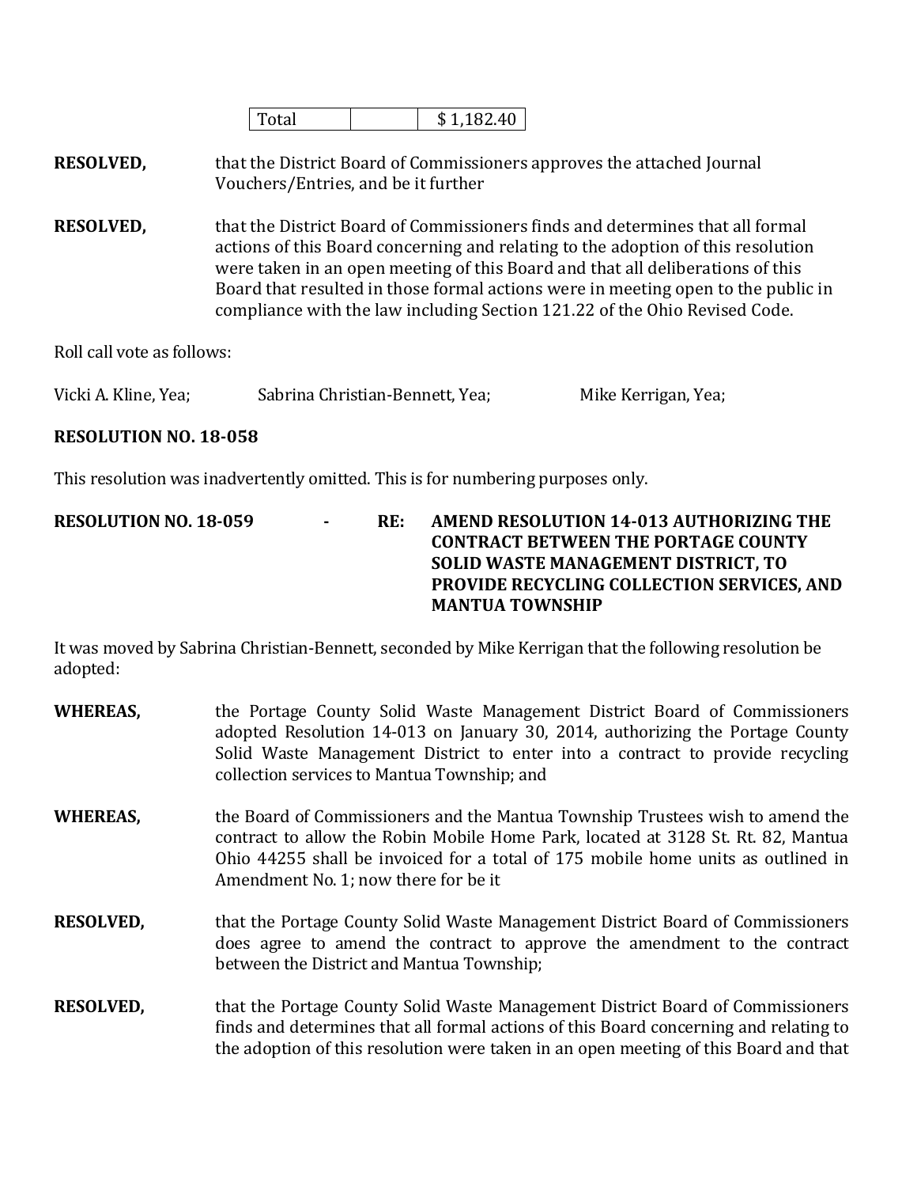| Total | | $ 1,182.40 |
|---|---|---|

**RESOLVED,** that the District Board of Commissioners approves the attached Journal Vouchers/Entries, and be it further

**RESOLVED,** that the District Board of Commissioners finds and determines that all formal actions of this Board concerning and relating to the adoption of this resolution were taken in an open meeting of this Board and that all deliberations of this Board that resulted in those formal actions were in meeting open to the public in compliance with the law including Section 121.22 of the Ohio Revised Code.

Roll call vote as follows:

Vicki A. Kline, Yea; Sabrina Christian-Bennett, Yea; Mike Kerrigan, Yea;

**RESOLUTION NO. 18-058**

This resolution was inadvertently omitted. This is for numbering purposes only.

**RESOLUTION NO. 18-059 - RE: AMEND RESOLUTION 14-013 AUTHORIZING THE CONTRACT BETWEEN THE PORTAGE COUNTY SOLID WASTE MANAGEMENT DISTRICT, TO PROVIDE RECYCLING COLLECTION SERVICES, AND MANTUA TOWNSHIP**

It was moved by Sabrina Christian-Bennett, seconded by Mike Kerrigan that the following resolution be adopted:

**WHEREAS,** the Portage County Solid Waste Management District Board of Commissioners adopted Resolution 14-013 on January 30, 2014, authorizing the Portage County Solid Waste Management District to enter into a contract to provide recycling collection services to Mantua Township; and

**WHEREAS,** the Board of Commissioners and the Mantua Township Trustees wish to amend the contract to allow the Robin Mobile Home Park, located at 3128 St. Rt. 82, Mantua Ohio 44255 shall be invoiced for a total of 175 mobile home units as outlined in Amendment No. 1; now there for be it

**RESOLVED,** that the Portage County Solid Waste Management District Board of Commissioners does agree to amend the contract to approve the amendment to the contract between the District and Mantua Township;

**RESOLVED,** that the Portage County Solid Waste Management District Board of Commissioners finds and determines that all formal actions of this Board concerning and relating to the adoption of this resolution were taken in an open meeting of this Board and that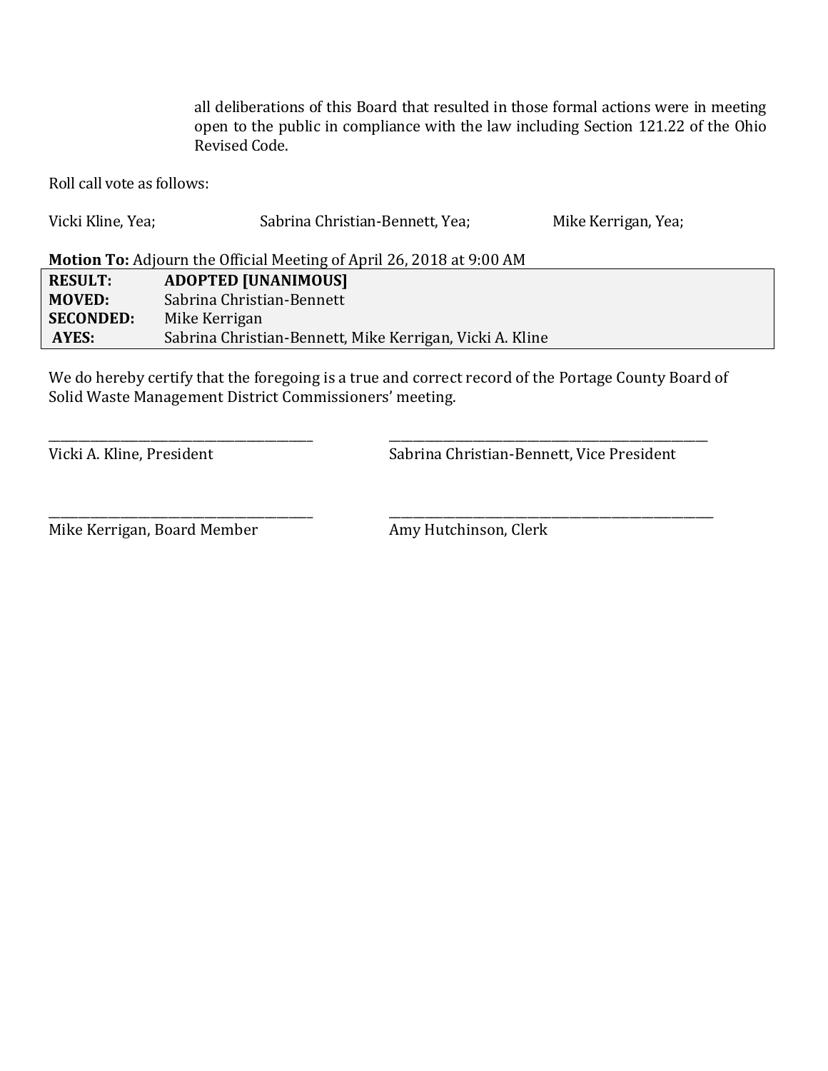all deliberations of this Board that resulted in those formal actions were in meeting open to the public in compliance with the law including Section 121.22 of the Ohio Revised Code.

Roll call vote as follows:

Vicki Kline, Yea; Sabrina Christian-Bennett, Yea; Mike Kerrigan, Yea;

**Motion To:** Adjourn the Official Meeting of April 26, 2018 at 9:00 AM

| | |
|---|---|
| **RESULT:** | **ADOPTED [UNANIMOUS]** |
| **MOVED:** | Sabrina Christian-Bennett |
| **SECONDED:** | Mike Kerrigan |
| **AYES:** | Sabrina Christian-Bennett, Mike Kerrigan, Vicki A. Kline |

We do hereby certify that the foregoing is a true and correct record of the Portage County Board of Solid Waste Management District Commissioners' meeting.

\_\_\_\_\_\_\_\_\_\_\_\_\_\_\_\_\_\_\_\_\_\_\_\_\_\_\_\_\_\_\_\_\_\_\_\_\_\_\_\_
Vicki A. Kline, President

\_\_\_\_\_\_\_\_\_\_\_\_\_\_\_\_\_\_\_\_\_\_\_\_\_\_\_\_\_\_\_\_\_\_\_\_\_\_\_\_
Sabrina Christian-Bennett, Vice President

\_\_\_\_\_\_\_\_\_\_\_\_\_\_\_\_\_\_\_\_\_\_\_\_\_\_\_\_\_\_\_\_\_\_\_\_\_\_\_\_
Mike Kerrigan, Board Member

\_\_\_\_\_\_\_\_\_\_\_\_\_\_\_\_\_\_\_\_\_\_\_\_\_\_\_\_\_\_\_\_\_\_\_\_\_\_\_\_
Amy Hutchinson, Clerk